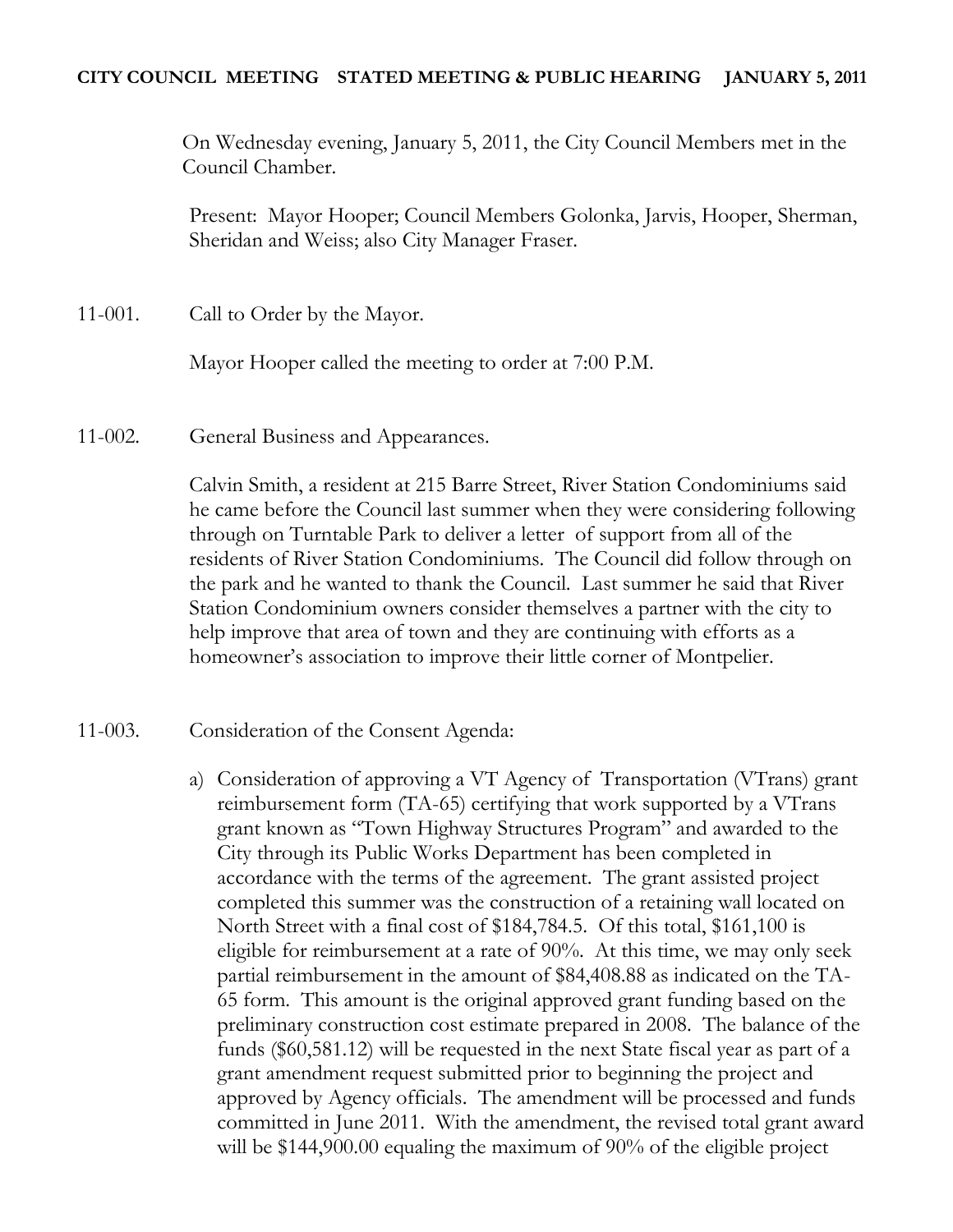**CITY COUNCIL MEETING STATED MEETING & PUBLIC HEARING JANUARY 5, 2011**

On Wednesday evening, January 5, 2011, the City Council Members met in the Council Chamber.

Present: Mayor Hooper; Council Members Golonka, Jarvis, Hooper, Sherman, Sheridan and Weiss; also City Manager Fraser.

11-001. Call to Order by the Mayor.

Mayor Hooper called the meeting to order at 7:00 P.M.

11-002. General Business and Appearances.

Calvin Smith, a resident at 215 Barre Street, River Station Condominiums said he came before the Council last summer when they were considering following through on Turntable Park to deliver a letter of support from all of the residents of River Station Condominiums. The Council did follow through on the park and he wanted to thank the Council. Last summer he said that River Station Condominium owners consider themselves a partner with the city to help improve that area of town and they are continuing with efforts as a homeowner's association to improve their little corner of Montpelier.

11-003. Consideration of the Consent Agenda:

a) Consideration of approving a VT Agency of Transportation (VTrans) grant reimbursement form (TA-65) certifying that work supported by a VTrans grant known as "Town Highway Structures Program" and awarded to the City through its Public Works Department has been completed in accordance with the terms of the agreement. The grant assisted project completed this summer was the construction of a retaining wall located on North Street with a final cost of $184,784.5. Of this total, $161,100 is eligible for reimbursement at a rate of 90%. At this time, we may only seek partial reimbursement in the amount of $84,408.88 as indicated on the TA-65 form. This amount is the original approved grant funding based on the preliminary construction cost estimate prepared in 2008. The balance of the funds ($60,581.12) will be requested in the next State fiscal year as part of a grant amendment request submitted prior to beginning the project and approved by Agency officials. The amendment will be processed and funds committed in June 2011. With the amendment, the revised total grant award will be $144,900.00 equaling the maximum of 90% of the eligible project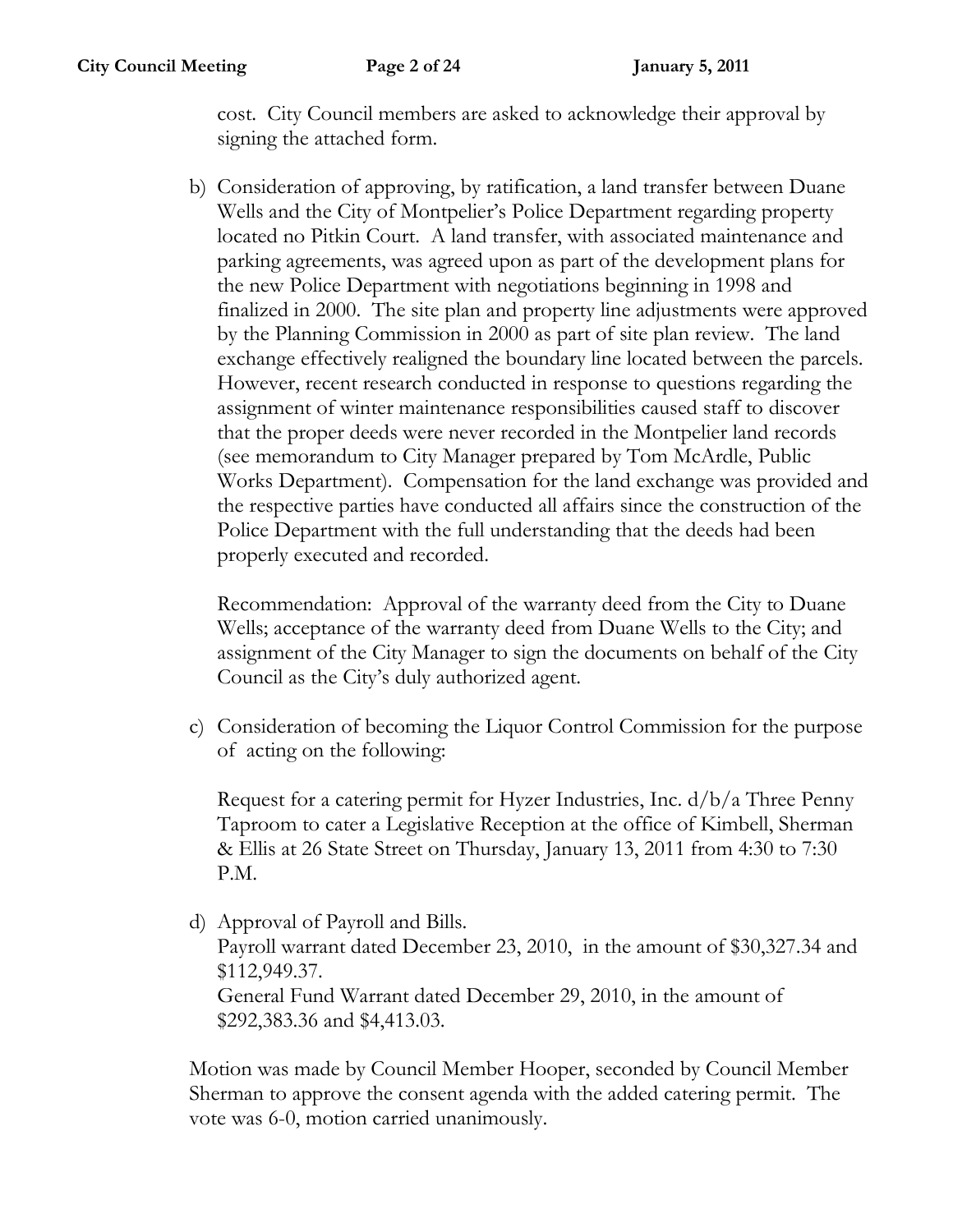cost. City Council members are asked to acknowledge their approval by signing the attached form.

b) Consideration of approving, by ratification, a land transfer between Duane Wells and the City of Montpelier's Police Department regarding property located no Pitkin Court. A land transfer, with associated maintenance and parking agreements, was agreed upon as part of the development plans for the new Police Department with negotiations beginning in 1998 and finalized in 2000. The site plan and property line adjustments were approved by the Planning Commission in 2000 as part of site plan review. The land exchange effectively realigned the boundary line located between the parcels. However, recent research conducted in response to questions regarding the assignment of winter maintenance responsibilities caused staff to discover that the proper deeds were never recorded in the Montpelier land records (see memorandum to City Manager prepared by Tom McArdle, Public Works Department). Compensation for the land exchange was provided and the respective parties have conducted all affairs since the construction of the Police Department with the full understanding that the deeds had been properly executed and recorded.

   Recommendation: Approval of the warranty deed from the City to Duane Wells; acceptance of the warranty deed from Duane Wells to the City; and assignment of the City Manager to sign the documents on behalf of the City Council as the City's duly authorized agent.

c) Consideration of becoming the Liquor Control Commission for the purpose of acting on the following:

   Request for a catering permit for Hyzer Industries, Inc. d/b/a Three Penny Taproom to cater a Legislative Reception at the office of Kimbell, Sherman & Ellis at 26 State Street on Thursday, January 13, 2011 from 4:30 to 7:30 P.M.

d) Approval of Payroll and Bills.
   Payroll warrant dated December 23, 2010, in the amount of $30,327.34 and $112,949.37.
   General Fund Warrant dated December 29, 2010, in the amount of $292,383.36 and $4,413.03.

Motion was made by Council Member Hooper, seconded by Council Member Sherman to approve the consent agenda with the added catering permit. The vote was 6-0, motion carried unanimously.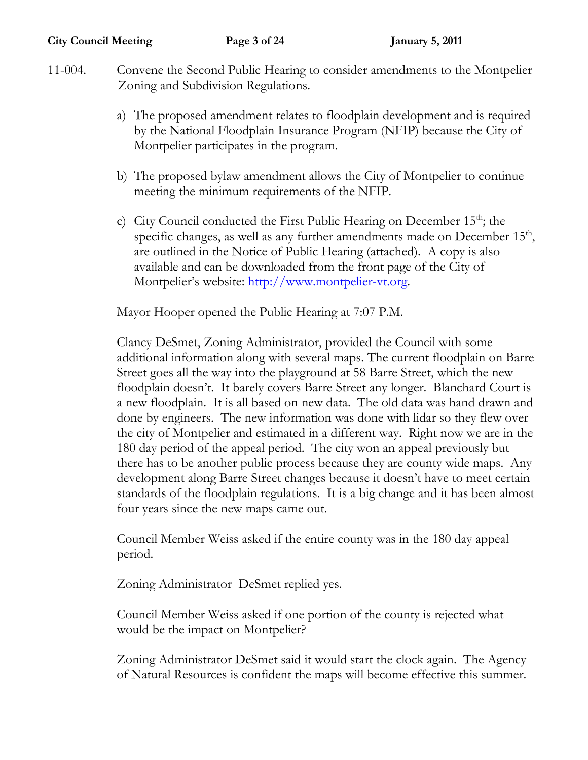11-004. Convene the Second Public Hearing to consider amendments to the Montpelier Zoning and Subdivision Regulations.

a) The proposed amendment relates to floodplain development and is required by the National Floodplain Insurance Program (NFIP) because the City of Montpelier participates in the program.

b) The proposed bylaw amendment allows the City of Montpelier to continue meeting the minimum requirements of the NFIP.

c) City Council conducted the First Public Hearing on December 15th; the specific changes, as well as any further amendments made on December 15th, are outlined in the Notice of Public Hearing (attached). A copy is also available and can be downloaded from the front page of the City of Montpelier's website: http://www.montpelier-vt.org.

Mayor Hooper opened the Public Hearing at 7:07 P.M.

Clancy DeSmet, Zoning Administrator, provided the Council with some additional information along with several maps. The current floodplain on Barre Street goes all the way into the playground at 58 Barre Street, which the new floodplain doesn't. It barely covers Barre Street any longer. Blanchard Court is a new floodplain. It is all based on new data. The old data was hand drawn and done by engineers. The new information was done with lidar so they flew over the city of Montpelier and estimated in a different way. Right now we are in the 180 day period of the appeal period. The city won an appeal previously but there has to be another public process because they are county wide maps. Any development along Barre Street changes because it doesn't have to meet certain standards of the floodplain regulations. It is a big change and it has been almost four years since the new maps came out.

Council Member Weiss asked if the entire county was in the 180 day appeal period.

Zoning Administrator DeSmet replied yes.

Council Member Weiss asked if one portion of the county is rejected what would be the impact on Montpelier?

Zoning Administrator DeSmet said it would start the clock again. The Agency of Natural Resources is confident the maps will become effective this summer.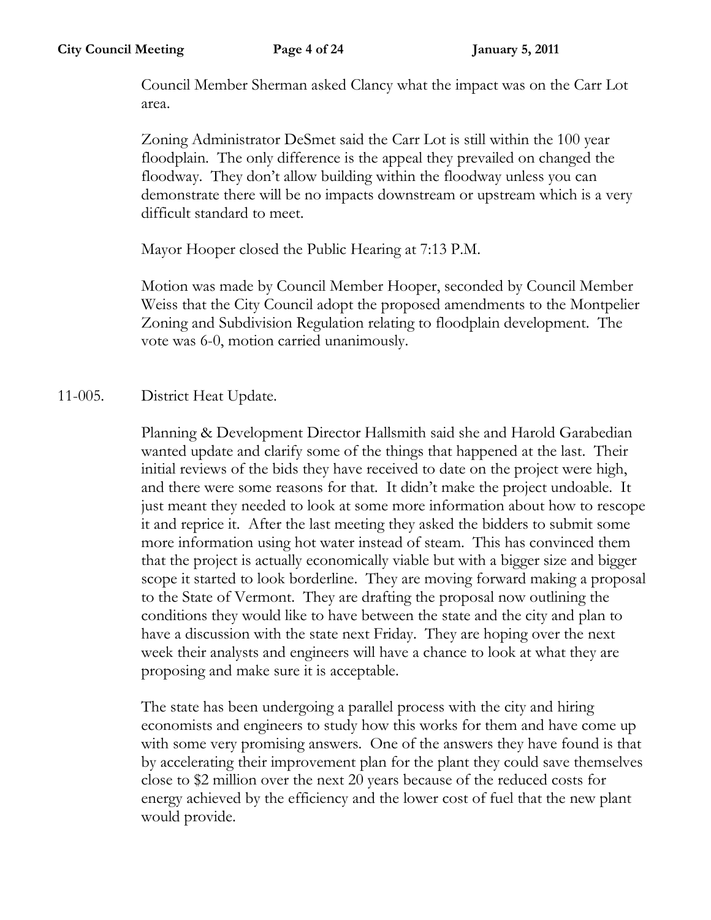Council Member Sherman asked Clancy what the impact was on the Carr Lot area.

Zoning Administrator DeSmet said the Carr Lot is still within the 100 year floodplain. The only difference is the appeal they prevailed on changed the floodway. They don't allow building within the floodway unless you can demonstrate there will be no impacts downstream or upstream which is a very difficult standard to meet.

Mayor Hooper closed the Public Hearing at 7:13 P.M.

Motion was made by Council Member Hooper, seconded by Council Member Weiss that the City Council adopt the proposed amendments to the Montpelier Zoning and Subdivision Regulation relating to floodplain development. The vote was 6-0, motion carried unanimously.

11-005. District Heat Update.

Planning & Development Director Hallsmith said she and Harold Garabedian wanted update and clarify some of the things that happened at the last. Their initial reviews of the bids they have received to date on the project were high, and there were some reasons for that. It didn't make the project undoable. It just meant they needed to look at some more information about how to rescope it and reprice it. After the last meeting they asked the bidders to submit some more information using hot water instead of steam. This has convinced them that the project is actually economically viable but with a bigger size and bigger scope it started to look borderline. They are moving forward making a proposal to the State of Vermont. They are drafting the proposal now outlining the conditions they would like to have between the state and the city and plan to have a discussion with the state next Friday. They are hoping over the next week their analysts and engineers will have a chance to look at what they are proposing and make sure it is acceptable.

The state has been undergoing a parallel process with the city and hiring economists and engineers to study how this works for them and have come up with some very promising answers. One of the answers they have found is that by accelerating their improvement plan for the plant they could save themselves close to $2 million over the next 20 years because of the reduced costs for energy achieved by the efficiency and the lower cost of fuel that the new plant would provide.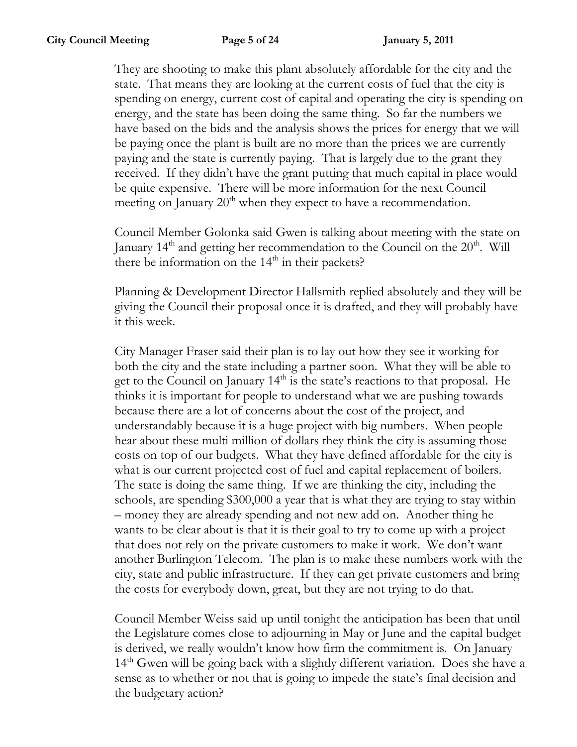They are shooting to make this plant absolutely affordable for the city and the state. That means they are looking at the current costs of fuel that the city is spending on energy, current cost of capital and operating the city is spending on energy, and the state has been doing the same thing. So far the numbers we have based on the bids and the analysis shows the prices for energy that we will be paying once the plant is built are no more than the prices we are currently paying and the state is currently paying. That is largely due to the grant they received. If they didn't have the grant putting that much capital in place would be quite expensive. There will be more information for the next Council meeting on January 20th when they expect to have a recommendation.

Council Member Golonka said Gwen is talking about meeting with the state on January 14th and getting her recommendation to the Council on the 20th. Will there be information on the 14th in their packets?

Planning & Development Director Hallsmith replied absolutely and they will be giving the Council their proposal once it is drafted, and they will probably have it this week.

City Manager Fraser said their plan is to lay out how they see it working for both the city and the state including a partner soon. What they will be able to get to the Council on January 14th is the state's reactions to that proposal. He thinks it is important for people to understand what we are pushing towards because there are a lot of concerns about the cost of the project, and understandably because it is a huge project with big numbers. When people hear about these multi million of dollars they think the city is assuming those costs on top of our budgets. What they have defined affordable for the city is what is our current projected cost of fuel and capital replacement of boilers. The state is doing the same thing. If we are thinking the city, including the schools, are spending $300,000 a year that is what they are trying to stay within – money they are already spending and not new add on. Another thing he wants to be clear about is that it is their goal to try to come up with a project that does not rely on the private customers to make it work. We don't want another Burlington Telecom. The plan is to make these numbers work with the city, state and public infrastructure. If they can get private customers and bring the costs for everybody down, great, but they are not trying to do that.

Council Member Weiss said up until tonight the anticipation has been that until the Legislature comes close to adjourning in May or June and the capital budget is derived, we really wouldn't know how firm the commitment is. On January 14th Gwen will be going back with a slightly different variation. Does she have a sense as to whether or not that is going to impede the state's final decision and the budgetary action?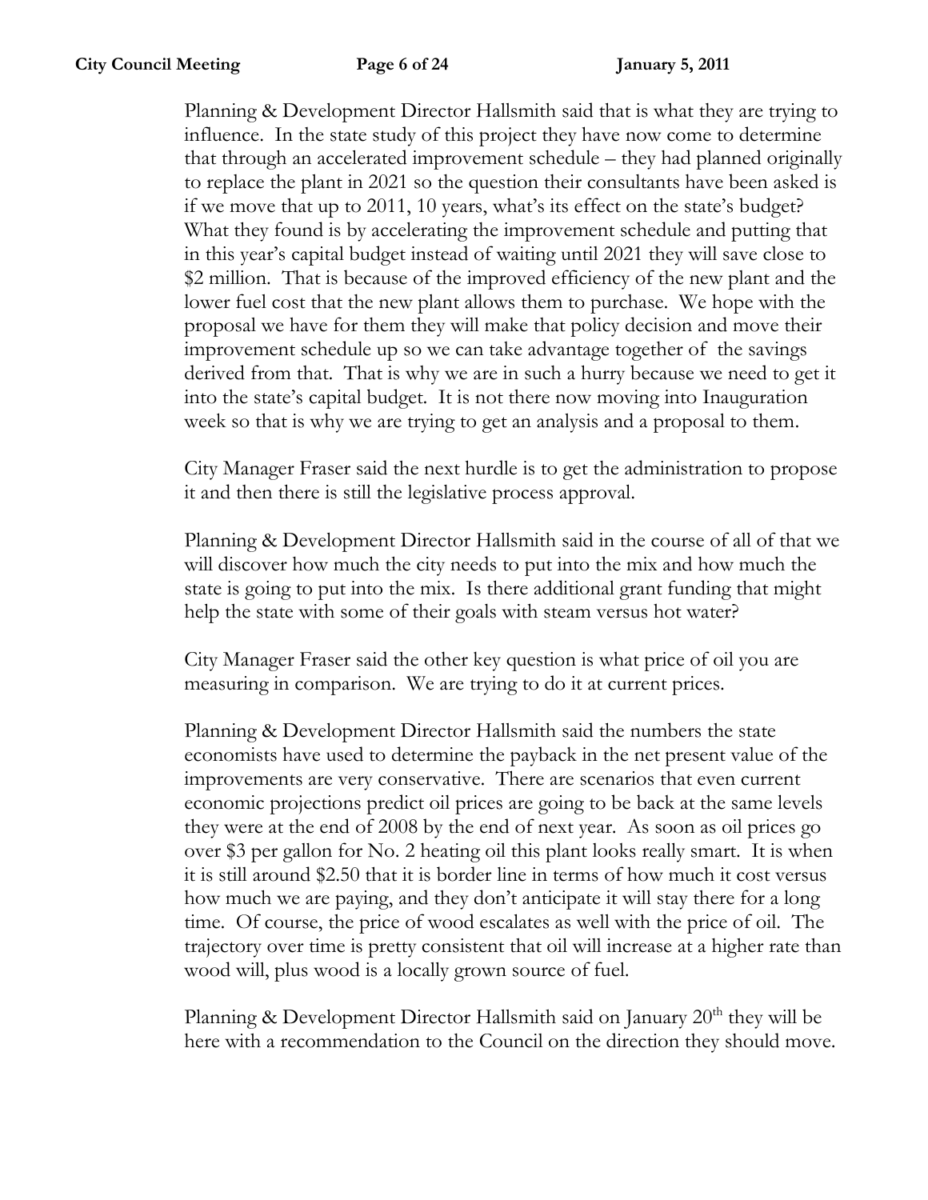Planning & Development Director Hallsmith said that is what they are trying to influence. In the state study of this project they have now come to determine that through an accelerated improvement schedule – they had planned originally to replace the plant in 2021 so the question their consultants have been asked is if we move that up to 2011, 10 years, what's its effect on the state's budget? What they found is by accelerating the improvement schedule and putting that in this year's capital budget instead of waiting until 2021 they will save close to \$2 million. That is because of the improved efficiency of the new plant and the lower fuel cost that the new plant allows them to purchase. We hope with the proposal we have for them they will make that policy decision and move their improvement schedule up so we can take advantage together of the savings derived from that. That is why we are in such a hurry because we need to get it into the state's capital budget. It is not there now moving into Inauguration week so that is why we are trying to get an analysis and a proposal to them.

City Manager Fraser said the next hurdle is to get the administration to propose it and then there is still the legislative process approval.

Planning & Development Director Hallsmith said in the course of all of that we will discover how much the city needs to put into the mix and how much the state is going to put into the mix. Is there additional grant funding that might help the state with some of their goals with steam versus hot water?

City Manager Fraser said the other key question is what price of oil you are measuring in comparison. We are trying to do it at current prices.

Planning & Development Director Hallsmith said the numbers the state economists have used to determine the payback in the net present value of the improvements are very conservative. There are scenarios that even current economic projections predict oil prices are going to be back at the same levels they were at the end of 2008 by the end of next year. As soon as oil prices go over \$3 per gallon for No. 2 heating oil this plant looks really smart. It is when it is still around \$2.50 that it is border line in terms of how much it cost versus how much we are paying, and they don't anticipate it will stay there for a long time. Of course, the price of wood escalates as well with the price of oil. The trajectory over time is pretty consistent that oil will increase at a higher rate than wood will, plus wood is a locally grown source of fuel.

Planning & Development Director Hallsmith said on January 20th they will be here with a recommendation to the Council on the direction they should move.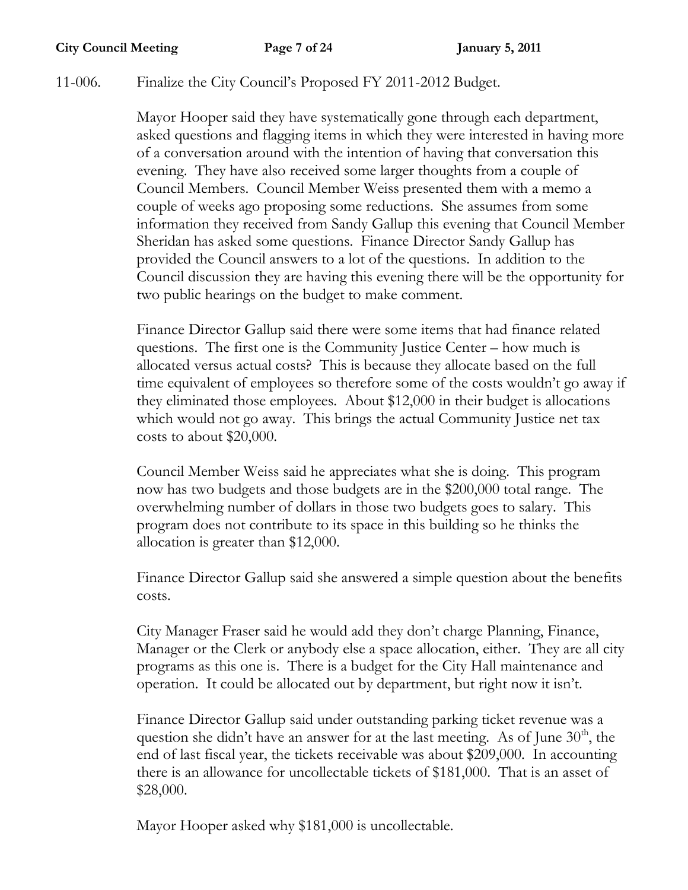11-006. Finalize the City Council's Proposed FY 2011-2012 Budget.

Mayor Hooper said they have systematically gone through each department, asked questions and flagging items in which they were interested in having more of a conversation around with the intention of having that conversation this evening. They have also received some larger thoughts from a couple of Council Members. Council Member Weiss presented them with a memo a couple of weeks ago proposing some reductions. She assumes from some information they received from Sandy Gallup this evening that Council Member Sheridan has asked some questions. Finance Director Sandy Gallup has provided the Council answers to a lot of the questions. In addition to the Council discussion they are having this evening there will be the opportunity for two public hearings on the budget to make comment.

Finance Director Gallup said there were some items that had finance related questions. The first one is the Community Justice Center – how much is allocated versus actual costs? This is because they allocate based on the full time equivalent of employees so therefore some of the costs wouldn't go away if they eliminated those employees. About $12,000 in their budget is allocations which would not go away. This brings the actual Community Justice net tax costs to about $20,000.

Council Member Weiss said he appreciates what she is doing. This program now has two budgets and those budgets are in the $200,000 total range. The overwhelming number of dollars in those two budgets goes to salary. This program does not contribute to its space in this building so he thinks the allocation is greater than $12,000.

Finance Director Gallup said she answered a simple question about the benefits costs.

City Manager Fraser said he would add they don't charge Planning, Finance, Manager or the Clerk or anybody else a space allocation, either. They are all city programs as this one is. There is a budget for the City Hall maintenance and operation. It could be allocated out by department, but right now it isn't.

Finance Director Gallup said under outstanding parking ticket revenue was a question she didn't have an answer for at the last meeting. As of June 30th, the end of last fiscal year, the tickets receivable was about $209,000. In accounting there is an allowance for uncollectable tickets of $181,000. That is an asset of $28,000.

Mayor Hooper asked why $181,000 is uncollectable.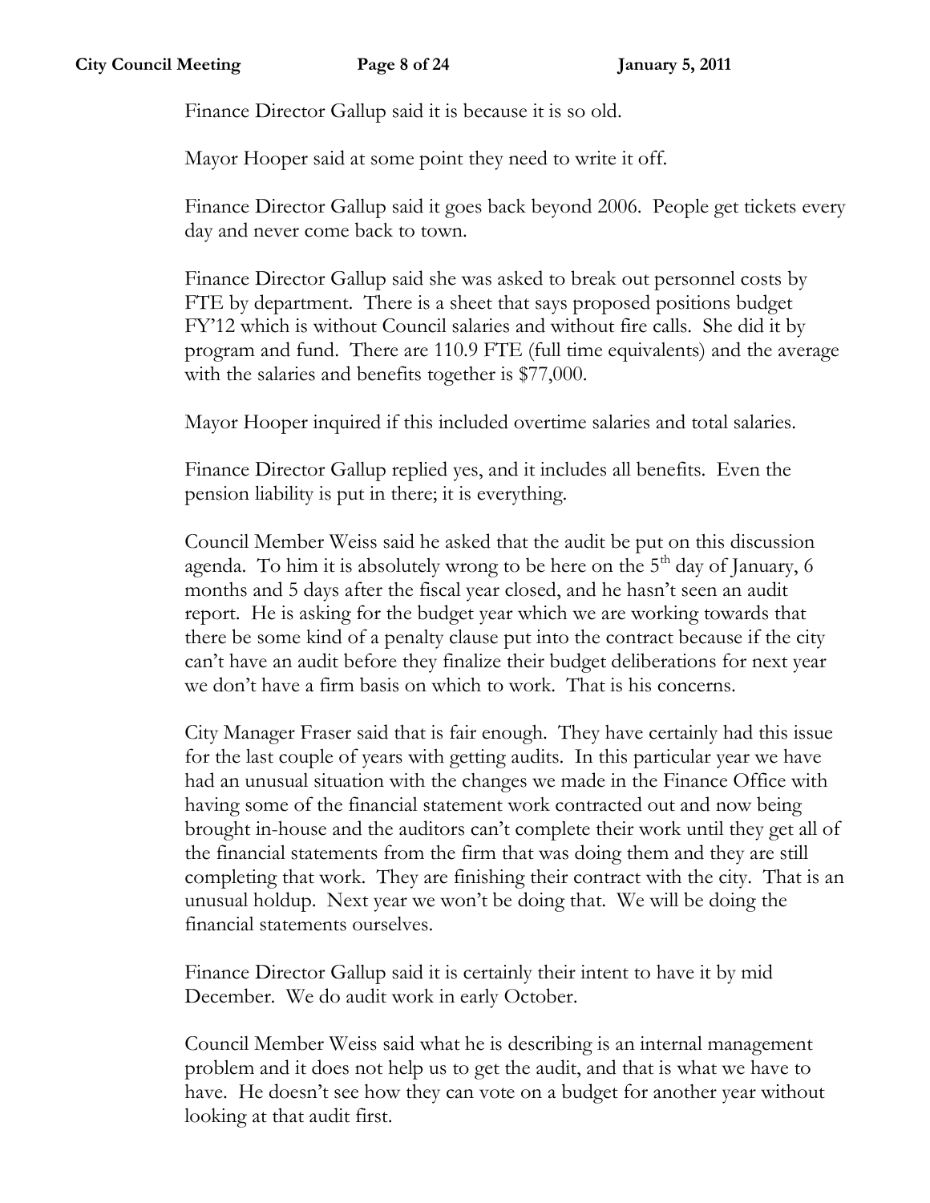Finance Director Gallup said it is because it is so old.

Mayor Hooper said at some point they need to write it off.

Finance Director Gallup said it goes back beyond 2006. People get tickets every day and never come back to town.

Finance Director Gallup said she was asked to break out personnel costs by FTE by department. There is a sheet that says proposed positions budget FY'12 which is without Council salaries and without fire calls. She did it by program and fund. There are 110.9 FTE (full time equivalents) and the average with the salaries and benefits together is $77,000.

Mayor Hooper inquired if this included overtime salaries and total salaries.

Finance Director Gallup replied yes, and it includes all benefits. Even the pension liability is put in there; it is everything.

Council Member Weiss said he asked that the audit be put on this discussion agenda. To him it is absolutely wrong to be here on the 5th day of January, 6 months and 5 days after the fiscal year closed, and he hasn't seen an audit report. He is asking for the budget year which we are working towards that there be some kind of a penalty clause put into the contract because if the city can't have an audit before they finalize their budget deliberations for next year we don't have a firm basis on which to work. That is his concerns.

City Manager Fraser said that is fair enough. They have certainly had this issue for the last couple of years with getting audits. In this particular year we have had an unusual situation with the changes we made in the Finance Office with having some of the financial statement work contracted out and now being brought in-house and the auditors can't complete their work until they get all of the financial statements from the firm that was doing them and they are still completing that work. They are finishing their contract with the city. That is an unusual holdup. Next year we won't be doing that. We will be doing the financial statements ourselves.

Finance Director Gallup said it is certainly their intent to have it by mid December. We do audit work in early October.

Council Member Weiss said what he is describing is an internal management problem and it does not help us to get the audit, and that is what we have to have. He doesn't see how they can vote on a budget for another year without looking at that audit first.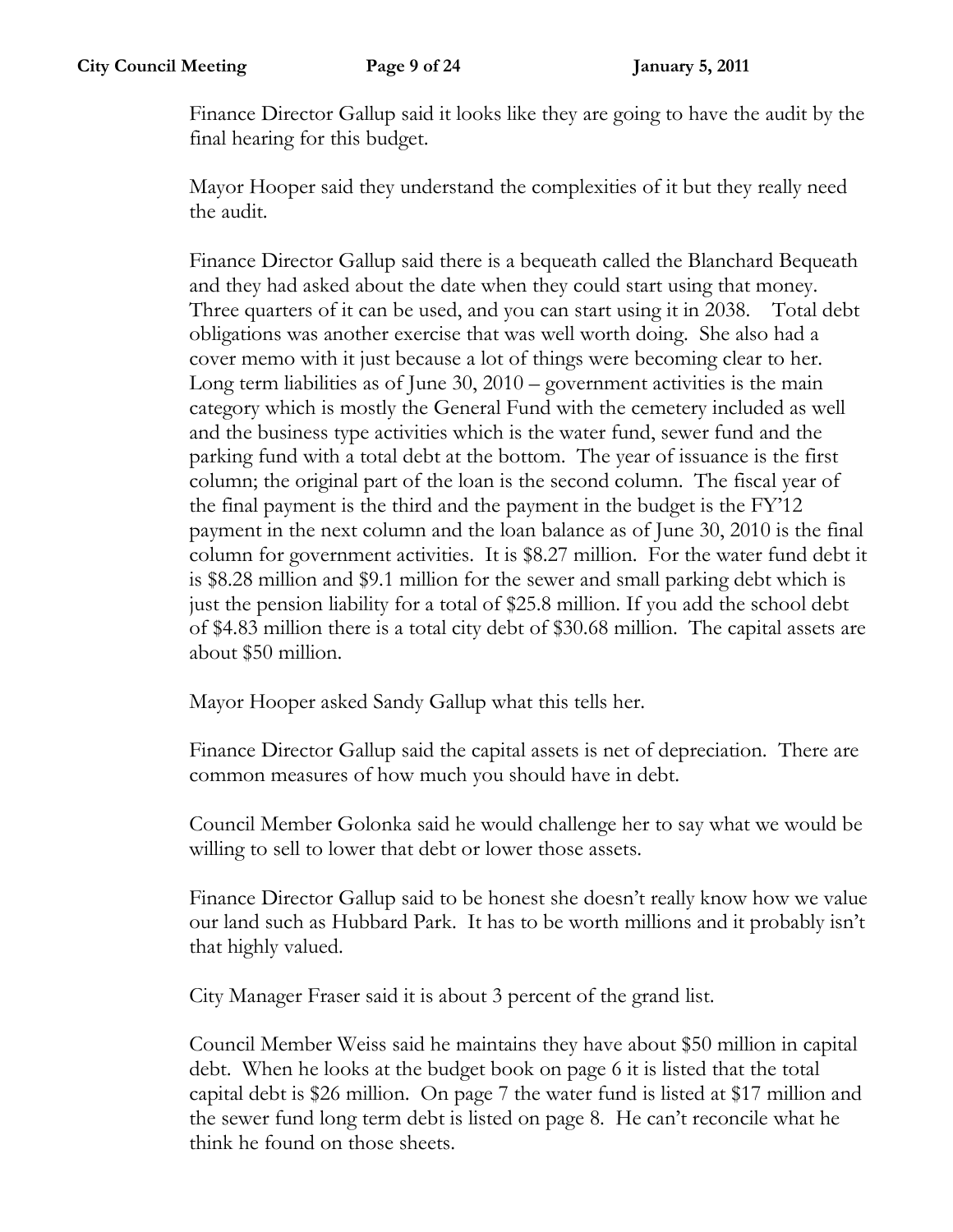Finance Director Gallup said it looks like they are going to have the audit by the final hearing for this budget.

Mayor Hooper said they understand the complexities of it but they really need the audit.

Finance Director Gallup said there is a bequeath called the Blanchard Bequeath and they had asked about the date when they could start using that money. Three quarters of it can be used, and you can start using it in 2038. Total debt obligations was another exercise that was well worth doing. She also had a cover memo with it just because a lot of things were becoming clear to her. Long term liabilities as of June 30, 2010 – government activities is the main category which is mostly the General Fund with the cemetery included as well and the business type activities which is the water fund, sewer fund and the parking fund with a total debt at the bottom. The year of issuance is the first column; the original part of the loan is the second column. The fiscal year of the final payment is the third and the payment in the budget is the FY'12 payment in the next column and the loan balance as of June 30, 2010 is the final column for government activities. It is $8.27 million. For the water fund debt it is $8.28 million and $9.1 million for the sewer and small parking debt which is just the pension liability for a total of $25.8 million. If you add the school debt of $4.83 million there is a total city debt of $30.68 million. The capital assets are about $50 million.

Mayor Hooper asked Sandy Gallup what this tells her.

Finance Director Gallup said the capital assets is net of depreciation. There are common measures of how much you should have in debt.

Council Member Golonka said he would challenge her to say what we would be willing to sell to lower that debt or lower those assets.

Finance Director Gallup said to be honest she doesn't really know how we value our land such as Hubbard Park. It has to be worth millions and it probably isn't that highly valued.

City Manager Fraser said it is about 3 percent of the grand list.

Council Member Weiss said he maintains they have about $50 million in capital debt. When he looks at the budget book on page 6 it is listed that the total capital debt is $26 million. On page 7 the water fund is listed at $17 million and the sewer fund long term debt is listed on page 8. He can't reconcile what he think he found on those sheets.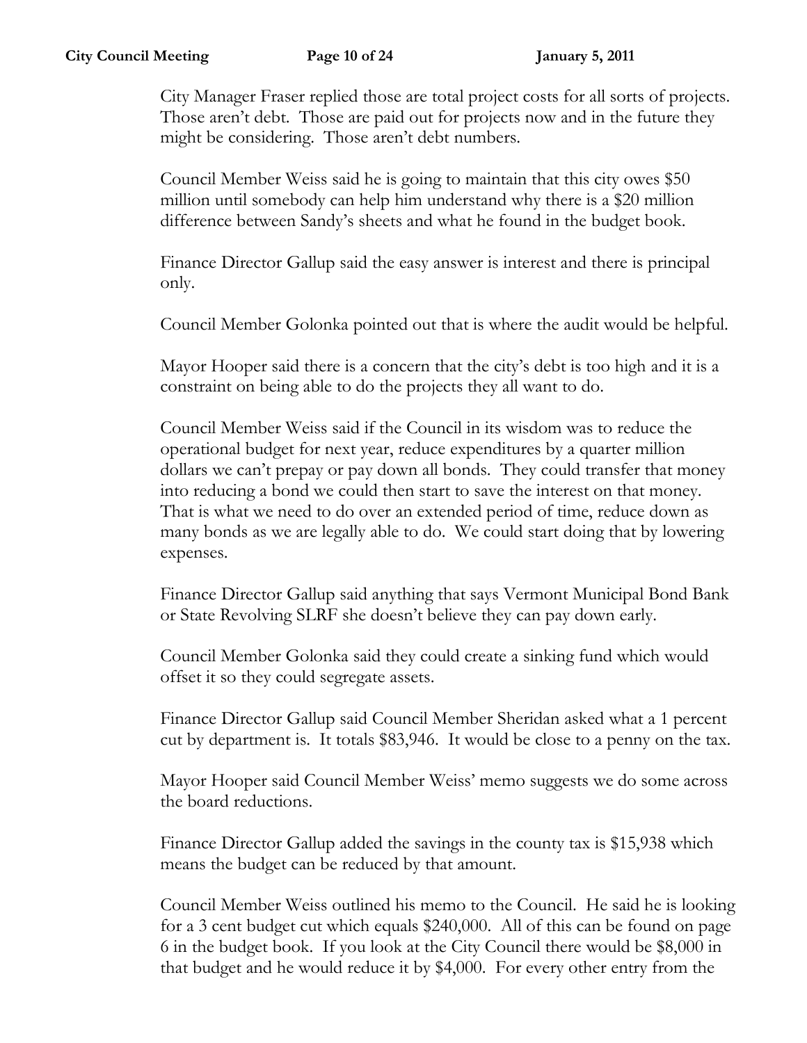City Manager Fraser replied those are total project costs for all sorts of projects. Those aren't debt. Those are paid out for projects now and in the future they might be considering. Those aren't debt numbers.

Council Member Weiss said he is going to maintain that this city owes $50 million until somebody can help him understand why there is a $20 million difference between Sandy's sheets and what he found in the budget book.

Finance Director Gallup said the easy answer is interest and there is principal only.

Council Member Golonka pointed out that is where the audit would be helpful.

Mayor Hooper said there is a concern that the city's debt is too high and it is a constraint on being able to do the projects they all want to do.

Council Member Weiss said if the Council in its wisdom was to reduce the operational budget for next year, reduce expenditures by a quarter million dollars we can't prepay or pay down all bonds. They could transfer that money into reducing a bond we could then start to save the interest on that money. That is what we need to do over an extended period of time, reduce down as many bonds as we are legally able to do. We could start doing that by lowering expenses.

Finance Director Gallup said anything that says Vermont Municipal Bond Bank or State Revolving SLRF she doesn't believe they can pay down early.

Council Member Golonka said they could create a sinking fund which would offset it so they could segregate assets.

Finance Director Gallup said Council Member Sheridan asked what a 1 percent cut by department is. It totals $83,946. It would be close to a penny on the tax.

Mayor Hooper said Council Member Weiss' memo suggests we do some across the board reductions.

Finance Director Gallup added the savings in the county tax is $15,938 which means the budget can be reduced by that amount.

Council Member Weiss outlined his memo to the Council. He said he is looking for a 3 cent budget cut which equals $240,000. All of this can be found on page 6 in the budget book. If you look at the City Council there would be $8,000 in that budget and he would reduce it by $4,000. For every other entry from the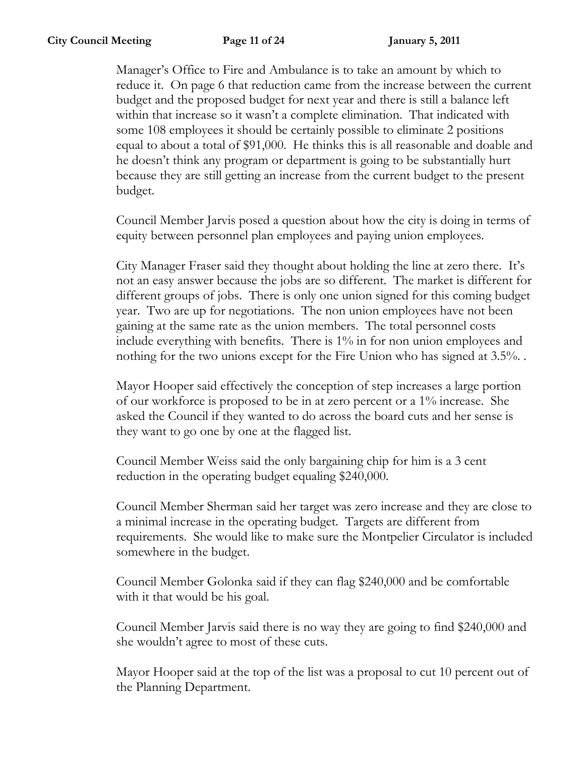Manager's Office to Fire and Ambulance is to take an amount by which to reduce it. On page 6 that reduction came from the increase between the current budget and the proposed budget for next year and there is still a balance left within that increase so it wasn't a complete elimination. That indicated with some 108 employees it should be certainly possible to eliminate 2 positions equal to about a total of $91,000. He thinks this is all reasonable and doable and he doesn't think any program or department is going to be substantially hurt because they are still getting an increase from the current budget to the present budget.

Council Member Jarvis posed a question about how the city is doing in terms of equity between personnel plan employees and paying union employees.

City Manager Fraser said they thought about holding the line at zero there. It's not an easy answer because the jobs are so different. The market is different for different groups of jobs. There is only one union signed for this coming budget year. Two are up for negotiations. The non union employees have not been gaining at the same rate as the union members. The total personnel costs include everything with benefits. There is 1% in for non union employees and nothing for the two unions except for the Fire Union who has signed at 3.5%. .

Mayor Hooper said effectively the conception of step increases a large portion of our workforce is proposed to be in at zero percent or a 1% increase. She asked the Council if they wanted to do across the board cuts and her sense is they want to go one by one at the flagged list.

Council Member Weiss said the only bargaining chip for him is a 3 cent reduction in the operating budget equaling $240,000.

Council Member Sherman said her target was zero increase and they are close to a minimal increase in the operating budget. Targets are different from requirements. She would like to make sure the Montpelier Circulator is included somewhere in the budget.

Council Member Golonka said if they can flag $240,000 and be comfortable with it that would be his goal.

Council Member Jarvis said there is no way they are going to find $240,000 and she wouldn't agree to most of these cuts.

Mayor Hooper said at the top of the list was a proposal to cut 10 percent out of the Planning Department.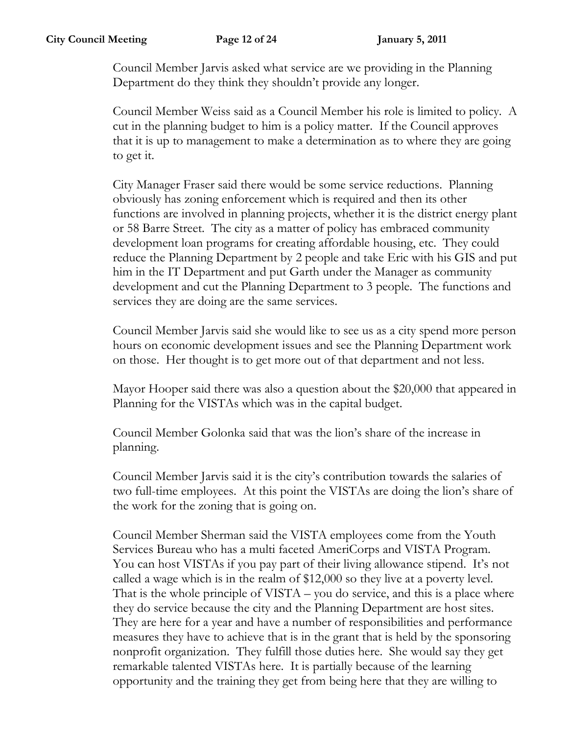Council Member Jarvis asked what service are we providing in the Planning Department do they think they shouldn't provide any longer.

Council Member Weiss said as a Council Member his role is limited to policy. A cut in the planning budget to him is a policy matter. If the Council approves that it is up to management to make a determination as to where they are going to get it.

City Manager Fraser said there would be some service reductions. Planning obviously has zoning enforcement which is required and then its other functions are involved in planning projects, whether it is the district energy plant or 58 Barre Street. The city as a matter of policy has embraced community development loan programs for creating affordable housing, etc. They could reduce the Planning Department by 2 people and take Eric with his GIS and put him in the IT Department and put Garth under the Manager as community development and cut the Planning Department to 3 people. The functions and services they are doing are the same services.

Council Member Jarvis said she would like to see us as a city spend more person hours on economic development issues and see the Planning Department work on those. Her thought is to get more out of that department and not less.

Mayor Hooper said there was also a question about the $20,000 that appeared in Planning for the VISTAs which was in the capital budget.

Council Member Golonka said that was the lion's share of the increase in planning.

Council Member Jarvis said it is the city's contribution towards the salaries of two full-time employees. At this point the VISTAs are doing the lion's share of the work for the zoning that is going on.

Council Member Sherman said the VISTA employees come from the Youth Services Bureau who has a multi faceted AmeriCorps and VISTA Program. You can host VISTAs if you pay part of their living allowance stipend. It's not called a wage which is in the realm of $12,000 so they live at a poverty level. That is the whole principle of VISTA – you do service, and this is a place where they do service because the city and the Planning Department are host sites. They are here for a year and have a number of responsibilities and performance measures they have to achieve that is in the grant that is held by the sponsoring nonprofit organization. They fulfill those duties here. She would say they get remarkable talented VISTAs here. It is partially because of the learning opportunity and the training they get from being here that they are willing to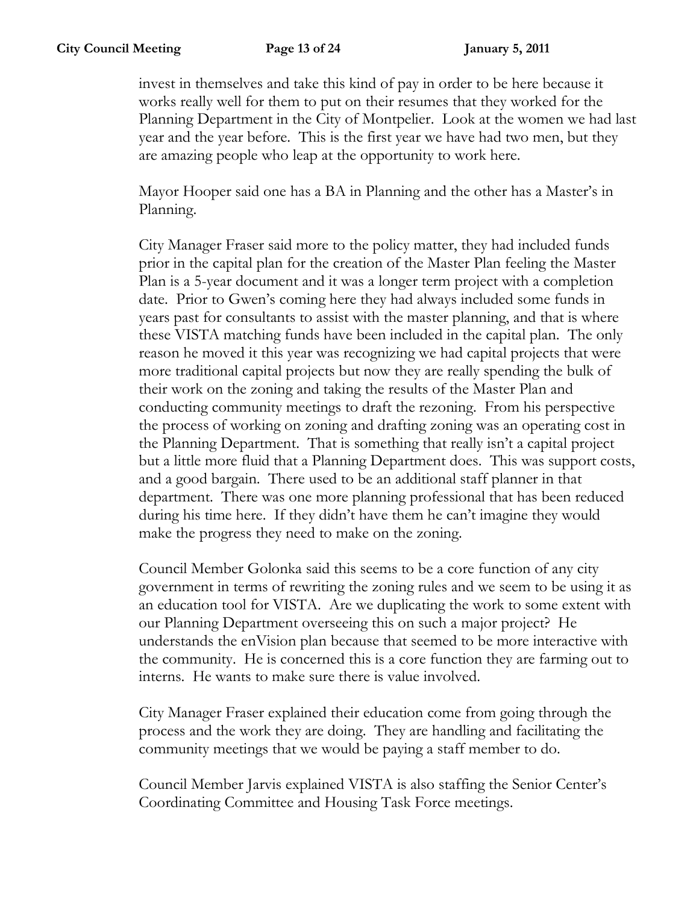invest in themselves and take this kind of pay in order to be here because it works really well for them to put on their resumes that they worked for the Planning Department in the City of Montpelier. Look at the women we had last year and the year before. This is the first year we have had two men, but they are amazing people who leap at the opportunity to work here.

Mayor Hooper said one has a BA in Planning and the other has a Master's in Planning.

City Manager Fraser said more to the policy matter, they had included funds prior in the capital plan for the creation of the Master Plan feeling the Master Plan is a 5-year document and it was a longer term project with a completion date. Prior to Gwen's coming here they had always included some funds in years past for consultants to assist with the master planning, and that is where these VISTA matching funds have been included in the capital plan. The only reason he moved it this year was recognizing we had capital projects that were more traditional capital projects but now they are really spending the bulk of their work on the zoning and taking the results of the Master Plan and conducting community meetings to draft the rezoning. From his perspective the process of working on zoning and drafting zoning was an operating cost in the Planning Department. That is something that really isn't a capital project but a little more fluid that a Planning Department does. This was support costs, and a good bargain. There used to be an additional staff planner in that department. There was one more planning professional that has been reduced during his time here. If they didn't have them he can't imagine they would make the progress they need to make on the zoning.

Council Member Golonka said this seems to be a core function of any city government in terms of rewriting the zoning rules and we seem to be using it as an education tool for VISTA. Are we duplicating the work to some extent with our Planning Department overseeing this on such a major project? He understands the enVision plan because that seemed to be more interactive with the community. He is concerned this is a core function they are farming out to interns. He wants to make sure there is value involved.

City Manager Fraser explained their education come from going through the process and the work they are doing. They are handling and facilitating the community meetings that we would be paying a staff member to do.

Council Member Jarvis explained VISTA is also staffing the Senior Center's Coordinating Committee and Housing Task Force meetings.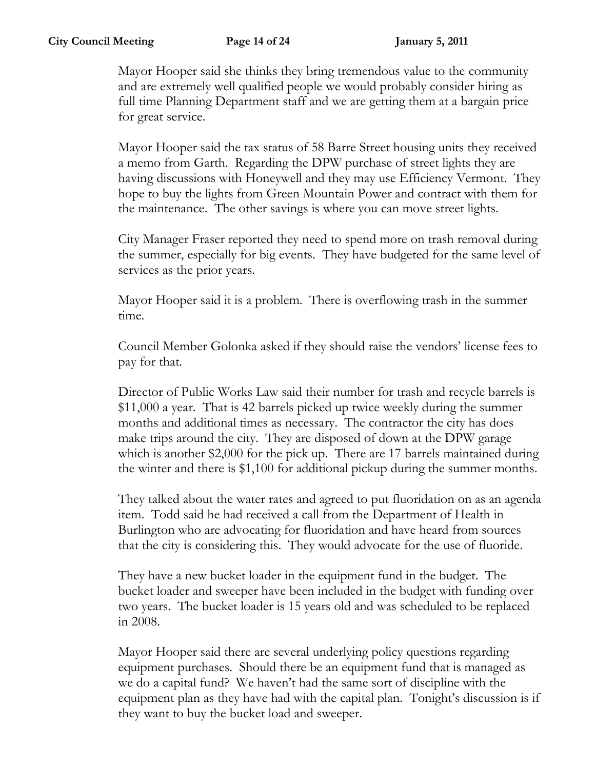Mayor Hooper said she thinks they bring tremendous value to the community and are extremely well qualified people we would probably consider hiring as full time Planning Department staff and we are getting them at a bargain price for great service.

Mayor Hooper said the tax status of 58 Barre Street housing units they received a memo from Garth. Regarding the DPW purchase of street lights they are having discussions with Honeywell and they may use Efficiency Vermont. They hope to buy the lights from Green Mountain Power and contract with them for the maintenance. The other savings is where you can move street lights.

City Manager Fraser reported they need to spend more on trash removal during the summer, especially for big events. They have budgeted for the same level of services as the prior years.

Mayor Hooper said it is a problem. There is overflowing trash in the summer time.

Council Member Golonka asked if they should raise the vendors' license fees to pay for that.

Director of Public Works Law said their number for trash and recycle barrels is $11,000 a year. That is 42 barrels picked up twice weekly during the summer months and additional times as necessary. The contractor the city has does make trips around the city. They are disposed of down at the DPW garage which is another $2,000 for the pick up. There are 17 barrels maintained during the winter and there is $1,100 for additional pickup during the summer months.

They talked about the water rates and agreed to put fluoridation on as an agenda item. Todd said he had received a call from the Department of Health in Burlington who are advocating for fluoridation and have heard from sources that the city is considering this. They would advocate for the use of fluoride.

They have a new bucket loader in the equipment fund in the budget. The bucket loader and sweeper have been included in the budget with funding over two years. The bucket loader is 15 years old and was scheduled to be replaced in 2008.

Mayor Hooper said there are several underlying policy questions regarding equipment purchases. Should there be an equipment fund that is managed as we do a capital fund? We haven't had the same sort of discipline with the equipment plan as they have had with the capital plan. Tonight's discussion is if they want to buy the bucket load and sweeper.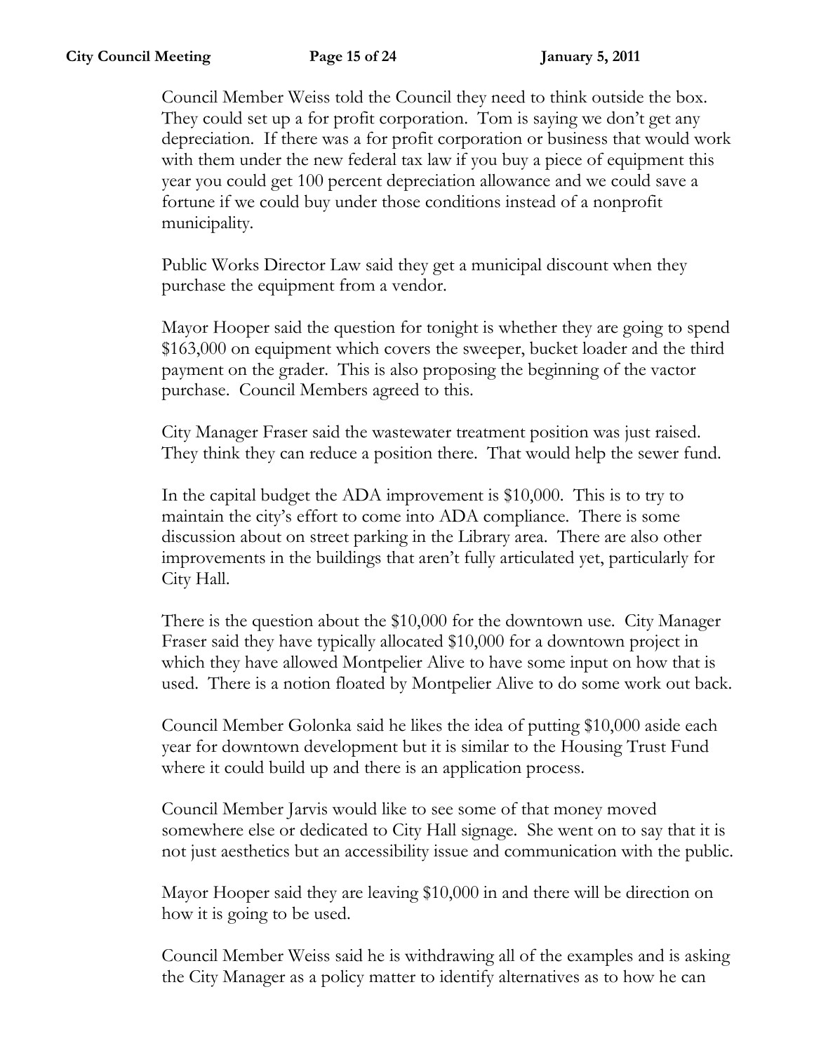Council Member Weiss told the Council they need to think outside the box. They could set up a for profit corporation. Tom is saying we don't get any depreciation. If there was a for profit corporation or business that would work with them under the new federal tax law if you buy a piece of equipment this year you could get 100 percent depreciation allowance and we could save a fortune if we could buy under those conditions instead of a nonprofit municipality.

Public Works Director Law said they get a municipal discount when they purchase the equipment from a vendor.

Mayor Hooper said the question for tonight is whether they are going to spend $163,000 on equipment which covers the sweeper, bucket loader and the third payment on the grader. This is also proposing the beginning of the vactor purchase. Council Members agreed to this.

City Manager Fraser said the wastewater treatment position was just raised. They think they can reduce a position there. That would help the sewer fund.

In the capital budget the ADA improvement is $10,000. This is to try to maintain the city's effort to come into ADA compliance. There is some discussion about on street parking in the Library area. There are also other improvements in the buildings that aren't fully articulated yet, particularly for City Hall.

There is the question about the $10,000 for the downtown use. City Manager Fraser said they have typically allocated $10,000 for a downtown project in which they have allowed Montpelier Alive to have some input on how that is used. There is a notion floated by Montpelier Alive to do some work out back.

Council Member Golonka said he likes the idea of putting $10,000 aside each year for downtown development but it is similar to the Housing Trust Fund where it could build up and there is an application process.

Council Member Jarvis would like to see some of that money moved somewhere else or dedicated to City Hall signage. She went on to say that it is not just aesthetics but an accessibility issue and communication with the public.

Mayor Hooper said they are leaving $10,000 in and there will be direction on how it is going to be used.

Council Member Weiss said he is withdrawing all of the examples and is asking the City Manager as a policy matter to identify alternatives as to how he can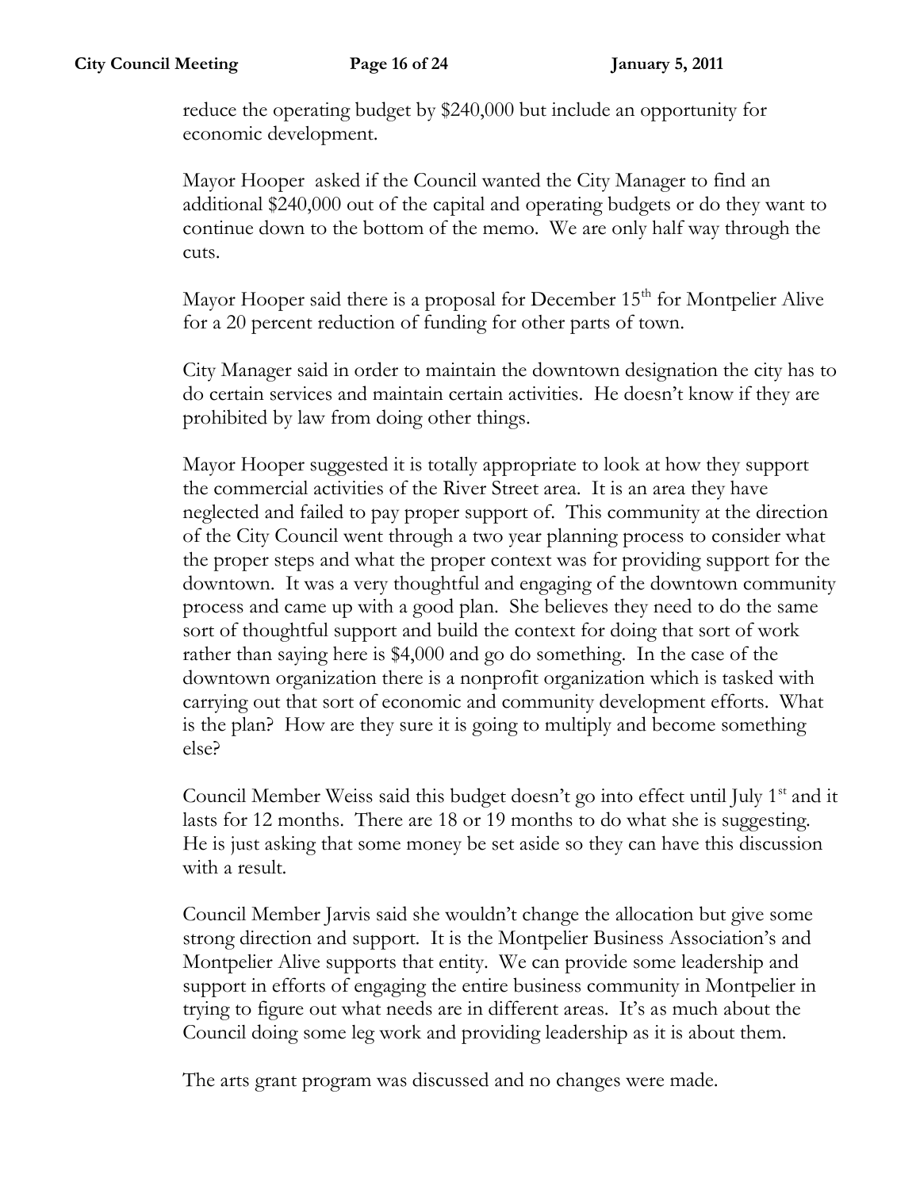reduce the operating budget by $240,000 but include an opportunity for economic development.

Mayor Hooper asked if the Council wanted the City Manager to find an additional $240,000 out of the capital and operating budgets or do they want to continue down to the bottom of the memo. We are only half way through the cuts.

Mayor Hooper said there is a proposal for December 15th for Montpelier Alive for a 20 percent reduction of funding for other parts of town.

City Manager said in order to maintain the downtown designation the city has to do certain services and maintain certain activities. He doesn't know if they are prohibited by law from doing other things.

Mayor Hooper suggested it is totally appropriate to look at how they support the commercial activities of the River Street area. It is an area they have neglected and failed to pay proper support of. This community at the direction of the City Council went through a two year planning process to consider what the proper steps and what the proper context was for providing support for the downtown. It was a very thoughtful and engaging of the downtown community process and came up with a good plan. She believes they need to do the same sort of thoughtful support and build the context for doing that sort of work rather than saying here is $4,000 and go do something. In the case of the downtown organization there is a nonprofit organization which is tasked with carrying out that sort of economic and community development efforts. What is the plan? How are they sure it is going to multiply and become something else?

Council Member Weiss said this budget doesn't go into effect until July 1st and it lasts for 12 months. There are 18 or 19 months to do what she is suggesting. He is just asking that some money be set aside so they can have this discussion with a result.

Council Member Jarvis said she wouldn't change the allocation but give some strong direction and support. It is the Montpelier Business Association's and Montpelier Alive supports that entity. We can provide some leadership and support in efforts of engaging the entire business community in Montpelier in trying to figure out what needs are in different areas. It's as much about the Council doing some leg work and providing leadership as it is about them.

The arts grant program was discussed and no changes were made.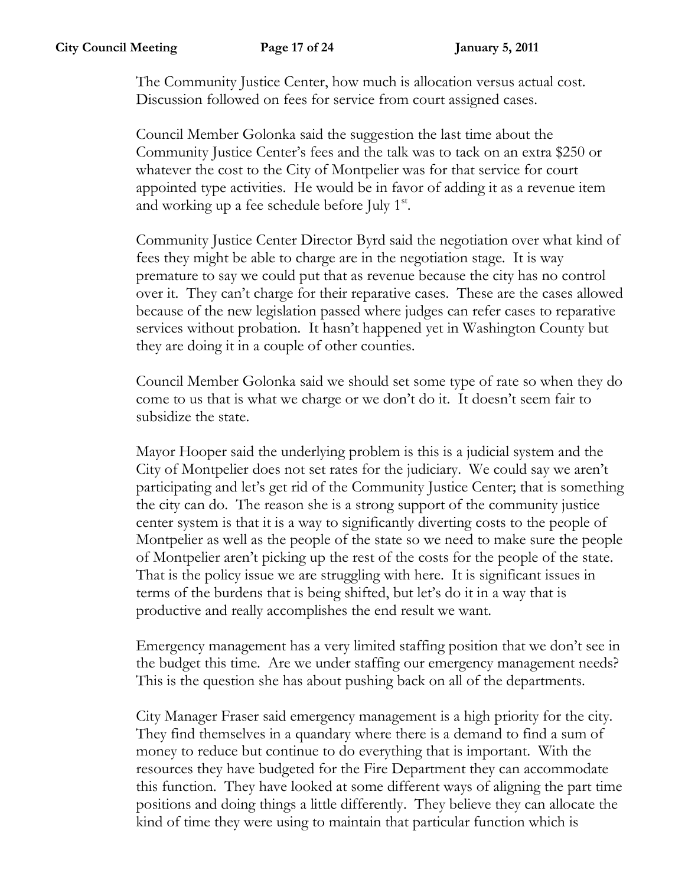The Community Justice Center, how much is allocation versus actual cost. Discussion followed on fees for service from court assigned cases.

Council Member Golonka said the suggestion the last time about the Community Justice Center's fees and the talk was to tack on an extra $250 or whatever the cost to the City of Montpelier was for that service for court appointed type activities. He would be in favor of adding it as a revenue item and working up a fee schedule before July 1st.

Community Justice Center Director Byrd said the negotiation over what kind of fees they might be able to charge are in the negotiation stage. It is way premature to say we could put that as revenue because the city has no control over it. They can't charge for their reparative cases. These are the cases allowed because of the new legislation passed where judges can refer cases to reparative services without probation. It hasn't happened yet in Washington County but they are doing it in a couple of other counties.

Council Member Golonka said we should set some type of rate so when they do come to us that is what we charge or we don't do it. It doesn't seem fair to subsidize the state.

Mayor Hooper said the underlying problem is this is a judicial system and the City of Montpelier does not set rates for the judiciary. We could say we aren't participating and let's get rid of the Community Justice Center; that is something the city can do. The reason she is a strong support of the community justice center system is that it is a way to significantly diverting costs to the people of Montpelier as well as the people of the state so we need to make sure the people of Montpelier aren't picking up the rest of the costs for the people of the state. That is the policy issue we are struggling with here. It is significant issues in terms of the burdens that is being shifted, but let's do it in a way that is productive and really accomplishes the end result we want.

Emergency management has a very limited staffing position that we don't see in the budget this time. Are we under staffing our emergency management needs? This is the question she has about pushing back on all of the departments.

City Manager Fraser said emergency management is a high priority for the city. They find themselves in a quandary where there is a demand to find a sum of money to reduce but continue to do everything that is important. With the resources they have budgeted for the Fire Department they can accommodate this function. They have looked at some different ways of aligning the part time positions and doing things a little differently. They believe they can allocate the kind of time they were using to maintain that particular function which is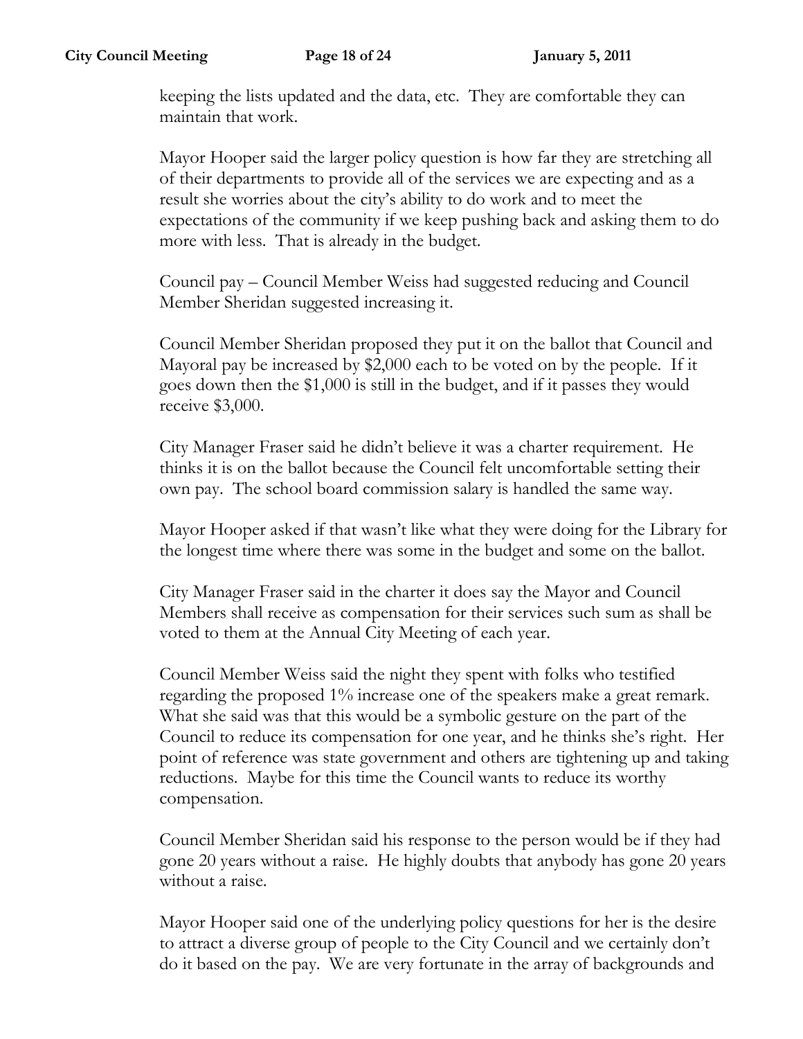keeping the lists updated and the data, etc. They are comfortable they can maintain that work.

Mayor Hooper said the larger policy question is how far they are stretching all of their departments to provide all of the services we are expecting and as a result she worries about the city's ability to do work and to meet the expectations of the community if we keep pushing back and asking them to do more with less. That is already in the budget.

Council pay – Council Member Weiss had suggested reducing and Council Member Sheridan suggested increasing it.

Council Member Sheridan proposed they put it on the ballot that Council and Mayoral pay be increased by $2,000 each to be voted on by the people. If it goes down then the $1,000 is still in the budget, and if it passes they would receive $3,000.

City Manager Fraser said he didn't believe it was a charter requirement. He thinks it is on the ballot because the Council felt uncomfortable setting their own pay. The school board commission salary is handled the same way.

Mayor Hooper asked if that wasn't like what they were doing for the Library for the longest time where there was some in the budget and some on the ballot.

City Manager Fraser said in the charter it does say the Mayor and Council Members shall receive as compensation for their services such sum as shall be voted to them at the Annual City Meeting of each year.

Council Member Weiss said the night they spent with folks who testified regarding the proposed 1% increase one of the speakers make a great remark. What she said was that this would be a symbolic gesture on the part of the Council to reduce its compensation for one year, and he thinks she's right. Her point of reference was state government and others are tightening up and taking reductions. Maybe for this time the Council wants to reduce its worthy compensation.

Council Member Sheridan said his response to the person would be if they had gone 20 years without a raise. He highly doubts that anybody has gone 20 years without a raise.

Mayor Hooper said one of the underlying policy questions for her is the desire to attract a diverse group of people to the City Council and we certainly don't do it based on the pay. We are very fortunate in the array of backgrounds and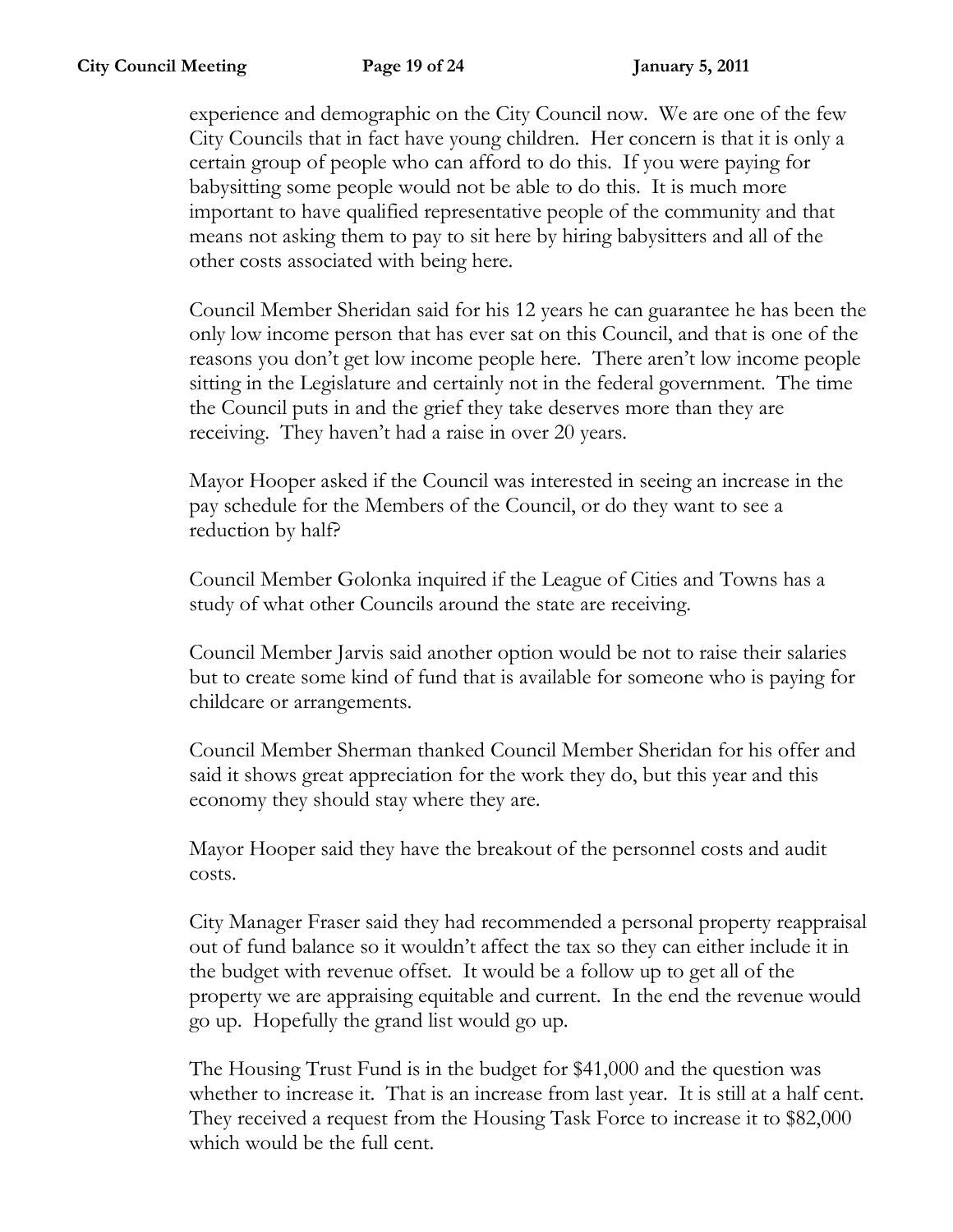experience and demographic on the City Council now. We are one of the few City Councils that in fact have young children. Her concern is that it is only a certain group of people who can afford to do this. If you were paying for babysitting some people would not be able to do this. It is much more important to have qualified representative people of the community and that means not asking them to pay to sit here by hiring babysitters and all of the other costs associated with being here.

Council Member Sheridan said for his 12 years he can guarantee he has been the only low income person that has ever sat on this Council, and that is one of the reasons you don't get low income people here. There aren't low income people sitting in the Legislature and certainly not in the federal government. The time the Council puts in and the grief they take deserves more than they are receiving. They haven't had a raise in over 20 years.

Mayor Hooper asked if the Council was interested in seeing an increase in the pay schedule for the Members of the Council, or do they want to see a reduction by half?

Council Member Golonka inquired if the League of Cities and Towns has a study of what other Councils around the state are receiving.

Council Member Jarvis said another option would be not to raise their salaries but to create some kind of fund that is available for someone who is paying for childcare or arrangements.

Council Member Sherman thanked Council Member Sheridan for his offer and said it shows great appreciation for the work they do, but this year and this economy they should stay where they are.

Mayor Hooper said they have the breakout of the personnel costs and audit costs.

City Manager Fraser said they had recommended a personal property reappraisal out of fund balance so it wouldn't affect the tax so they can either include it in the budget with revenue offset. It would be a follow up to get all of the property we are appraising equitable and current. In the end the revenue would go up. Hopefully the grand list would go up.

The Housing Trust Fund is in the budget for $41,000 and the question was whether to increase it. That is an increase from last year. It is still at a half cent. They received a request from the Housing Task Force to increase it to $82,000 which would be the full cent.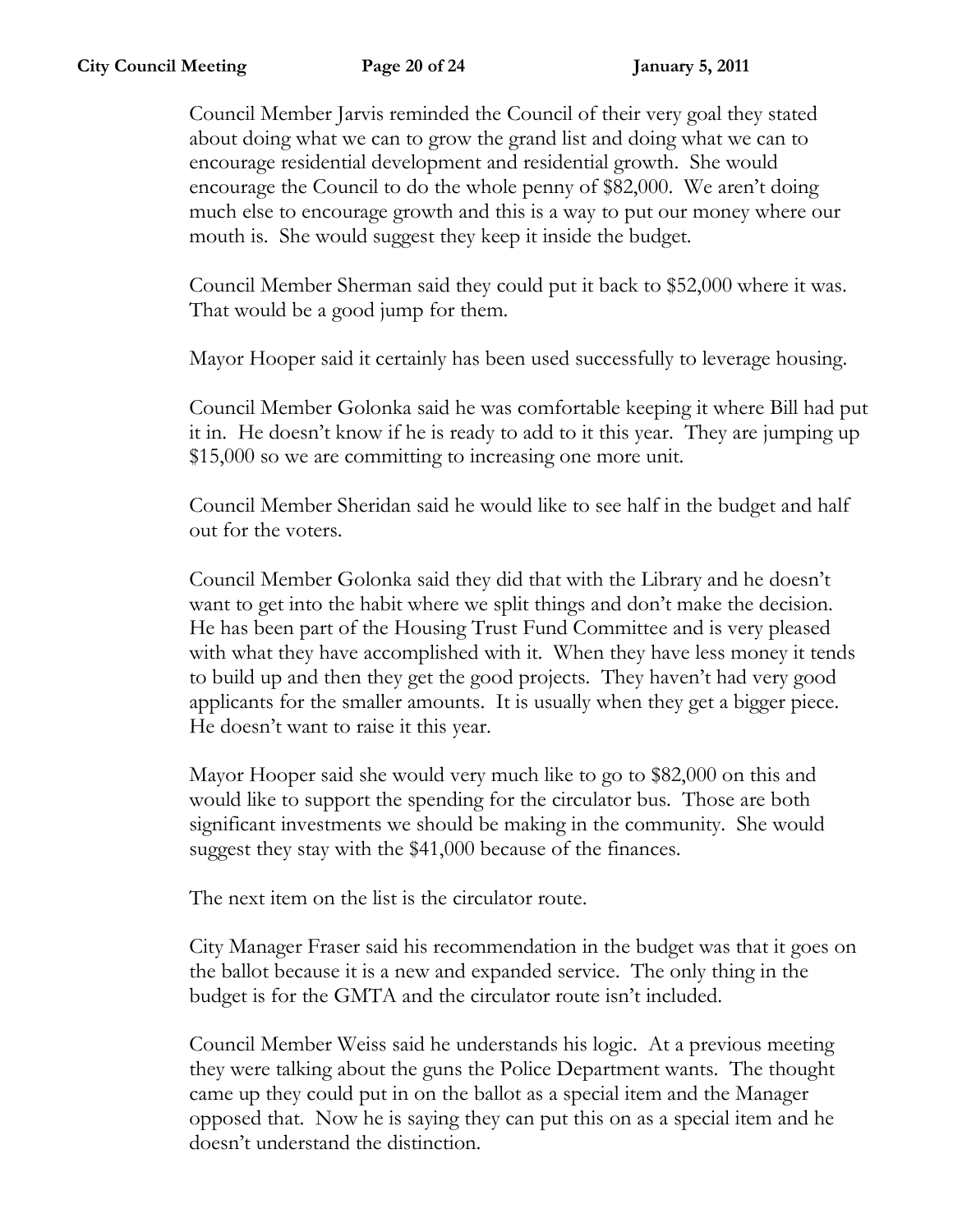Council Member Jarvis reminded the Council of their very goal they stated about doing what we can to grow the grand list and doing what we can to encourage residential development and residential growth. She would encourage the Council to do the whole penny of $82,000. We aren't doing much else to encourage growth and this is a way to put our money where our mouth is. She would suggest they keep it inside the budget.

Council Member Sherman said they could put it back to $52,000 where it was. That would be a good jump for them.

Mayor Hooper said it certainly has been used successfully to leverage housing.

Council Member Golonka said he was comfortable keeping it where Bill had put it in. He doesn't know if he is ready to add to it this year. They are jumping up $15,000 so we are committing to increasing one more unit.

Council Member Sheridan said he would like to see half in the budget and half out for the voters.

Council Member Golonka said they did that with the Library and he doesn't want to get into the habit where we split things and don't make the decision. He has been part of the Housing Trust Fund Committee and is very pleased with what they have accomplished with it. When they have less money it tends to build up and then they get the good projects. They haven't had very good applicants for the smaller amounts. It is usually when they get a bigger piece. He doesn't want to raise it this year.

Mayor Hooper said she would very much like to go to $82,000 on this and would like to support the spending for the circulator bus. Those are both significant investments we should be making in the community. She would suggest they stay with the $41,000 because of the finances.

The next item on the list is the circulator route.

City Manager Fraser said his recommendation in the budget was that it goes on the ballot because it is a new and expanded service. The only thing in the budget is for the GMTA and the circulator route isn't included.

Council Member Weiss said he understands his logic. At a previous meeting they were talking about the guns the Police Department wants. The thought came up they could put in on the ballot as a special item and the Manager opposed that. Now he is saying they can put this on as a special item and he doesn't understand the distinction.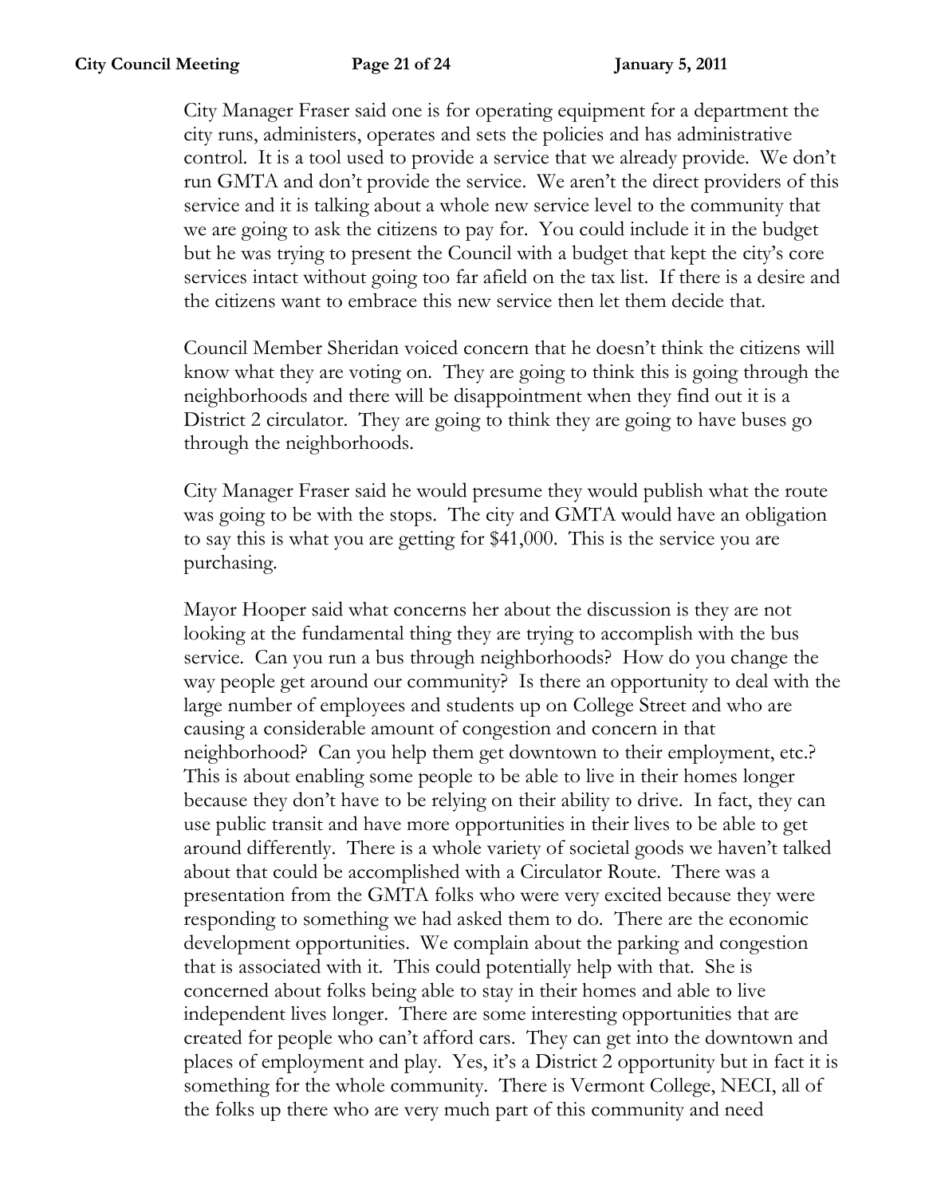City Manager Fraser said one is for operating equipment for a department the city runs, administers, operates and sets the policies and has administrative control. It is a tool used to provide a service that we already provide. We don't run GMTA and don't provide the service. We aren't the direct providers of this service and it is talking about a whole new service level to the community that we are going to ask the citizens to pay for. You could include it in the budget but he was trying to present the Council with a budget that kept the city's core services intact without going too far afield on the tax list. If there is a desire and the citizens want to embrace this new service then let them decide that.

Council Member Sheridan voiced concern that he doesn't think the citizens will know what they are voting on. They are going to think this is going through the neighborhoods and there will be disappointment when they find out it is a District 2 circulator. They are going to think they are going to have buses go through the neighborhoods.

City Manager Fraser said he would presume they would publish what the route was going to be with the stops. The city and GMTA would have an obligation to say this is what you are getting for $41,000. This is the service you are purchasing.

Mayor Hooper said what concerns her about the discussion is they are not looking at the fundamental thing they are trying to accomplish with the bus service. Can you run a bus through neighborhoods? How do you change the way people get around our community? Is there an opportunity to deal with the large number of employees and students up on College Street and who are causing a considerable amount of congestion and concern in that neighborhood? Can you help them get downtown to their employment, etc.? This is about enabling some people to be able to live in their homes longer because they don't have to be relying on their ability to drive. In fact, they can use public transit and have more opportunities in their lives to be able to get around differently. There is a whole variety of societal goods we haven't talked about that could be accomplished with a Circulator Route. There was a presentation from the GMTA folks who were very excited because they were responding to something we had asked them to do. There are the economic development opportunities. We complain about the parking and congestion that is associated with it. This could potentially help with that. She is concerned about folks being able to stay in their homes and able to live independent lives longer. There are some interesting opportunities that are created for people who can't afford cars. They can get into the downtown and places of employment and play. Yes, it's a District 2 opportunity but in fact it is something for the whole community. There is Vermont College, NECI, all of the folks up there who are very much part of this community and need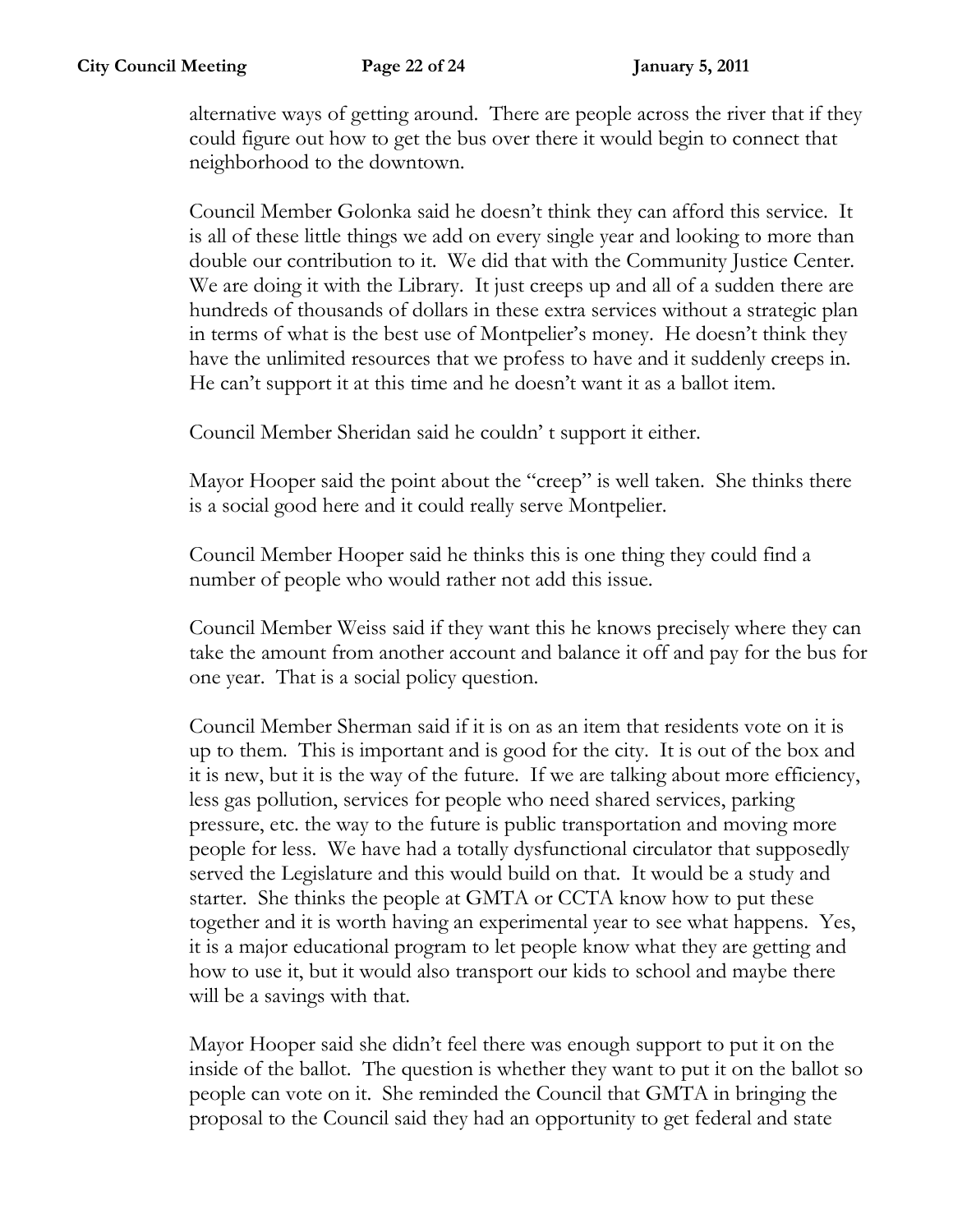alternative ways of getting around. There are people across the river that if they could figure out how to get the bus over there it would begin to connect that neighborhood to the downtown.

Council Member Golonka said he doesn't think they can afford this service. It is all of these little things we add on every single year and looking to more than double our contribution to it. We did that with the Community Justice Center. We are doing it with the Library. It just creeps up and all of a sudden there are hundreds of thousands of dollars in these extra services without a strategic plan in terms of what is the best use of Montpelier's money. He doesn't think they have the unlimited resources that we profess to have and it suddenly creeps in. He can't support it at this time and he doesn't want it as a ballot item.

Council Member Sheridan said he couldn' t support it either.

Mayor Hooper said the point about the "creep" is well taken. She thinks there is a social good here and it could really serve Montpelier.

Council Member Hooper said he thinks this is one thing they could find a number of people who would rather not add this issue.

Council Member Weiss said if they want this he knows precisely where they can take the amount from another account and balance it off and pay for the bus for one year. That is a social policy question.

Council Member Sherman said if it is on as an item that residents vote on it is up to them. This is important and is good for the city. It is out of the box and it is new, but it is the way of the future. If we are talking about more efficiency, less gas pollution, services for people who need shared services, parking pressure, etc. the way to the future is public transportation and moving more people for less. We have had a totally dysfunctional circulator that supposedly served the Legislature and this would build on that. It would be a study and starter. She thinks the people at GMTA or CCTA know how to put these together and it is worth having an experimental year to see what happens. Yes, it is a major educational program to let people know what they are getting and how to use it, but it would also transport our kids to school and maybe there will be a savings with that.

Mayor Hooper said she didn't feel there was enough support to put it on the inside of the ballot. The question is whether they want to put it on the ballot so people can vote on it. She reminded the Council that GMTA in bringing the proposal to the Council said they had an opportunity to get federal and state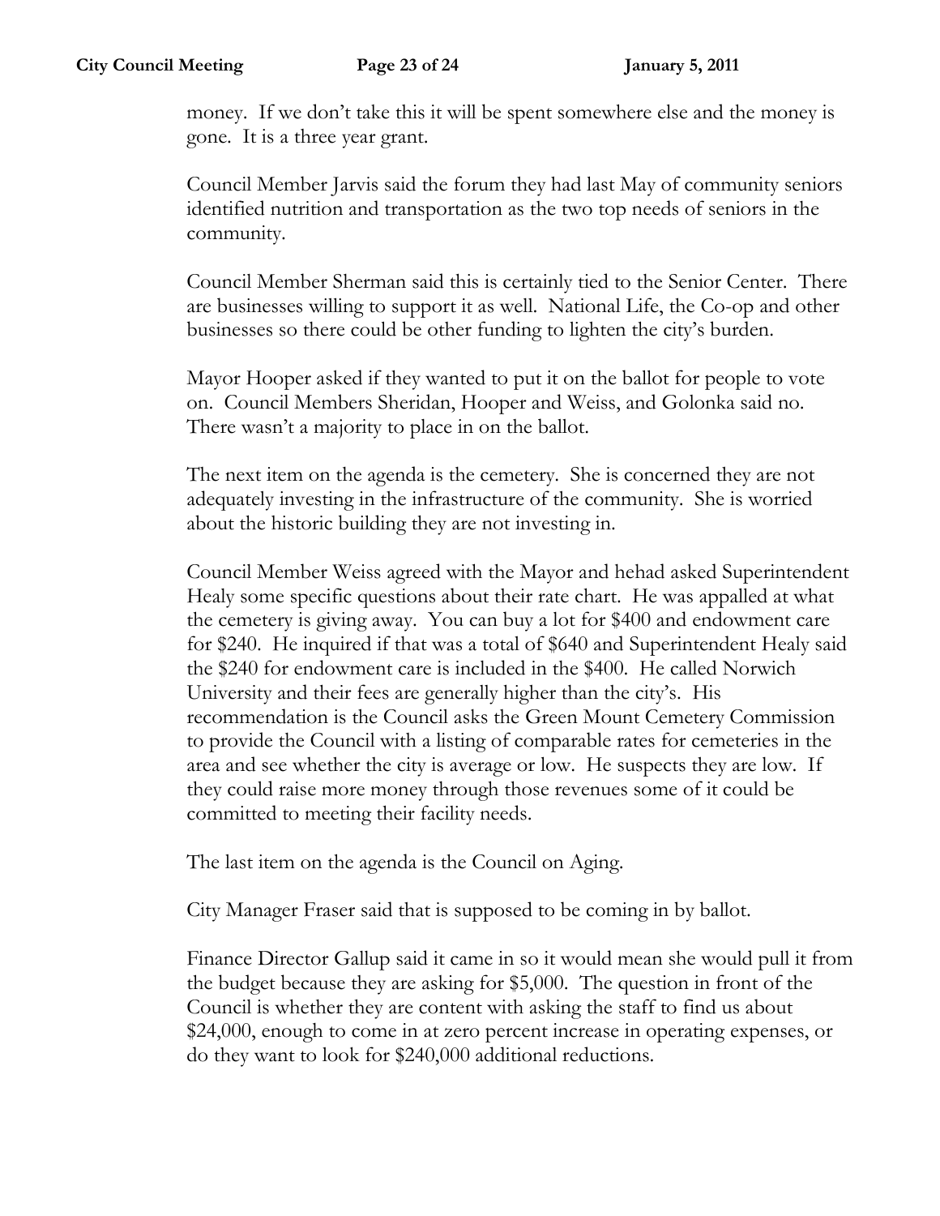money. If we don't take this it will be spent somewhere else and the money is gone. It is a three year grant.

Council Member Jarvis said the forum they had last May of community seniors identified nutrition and transportation as the two top needs of seniors in the community.

Council Member Sherman said this is certainly tied to the Senior Center. There are businesses willing to support it as well. National Life, the Co-op and other businesses so there could be other funding to lighten the city's burden.

Mayor Hooper asked if they wanted to put it on the ballot for people to vote on. Council Members Sheridan, Hooper and Weiss, and Golonka said no. There wasn't a majority to place in on the ballot.

The next item on the agenda is the cemetery. She is concerned they are not adequately investing in the infrastructure of the community. She is worried about the historic building they are not investing in.

Council Member Weiss agreed with the Mayor and hehad asked Superintendent Healy some specific questions about their rate chart. He was appalled at what the cemetery is giving away. You can buy a lot for $400 and endowment care for $240. He inquired if that was a total of $640 and Superintendent Healy said the $240 for endowment care is included in the $400. He called Norwich University and their fees are generally higher than the city's. His recommendation is the Council asks the Green Mount Cemetery Commission to provide the Council with a listing of comparable rates for cemeteries in the area and see whether the city is average or low. He suspects they are low. If they could raise more money through those revenues some of it could be committed to meeting their facility needs.

The last item on the agenda is the Council on Aging.

City Manager Fraser said that is supposed to be coming in by ballot.

Finance Director Gallup said it came in so it would mean she would pull it from the budget because they are asking for $5,000. The question in front of the Council is whether they are content with asking the staff to find us about $24,000, enough to come in at zero percent increase in operating expenses, or do they want to look for $240,000 additional reductions.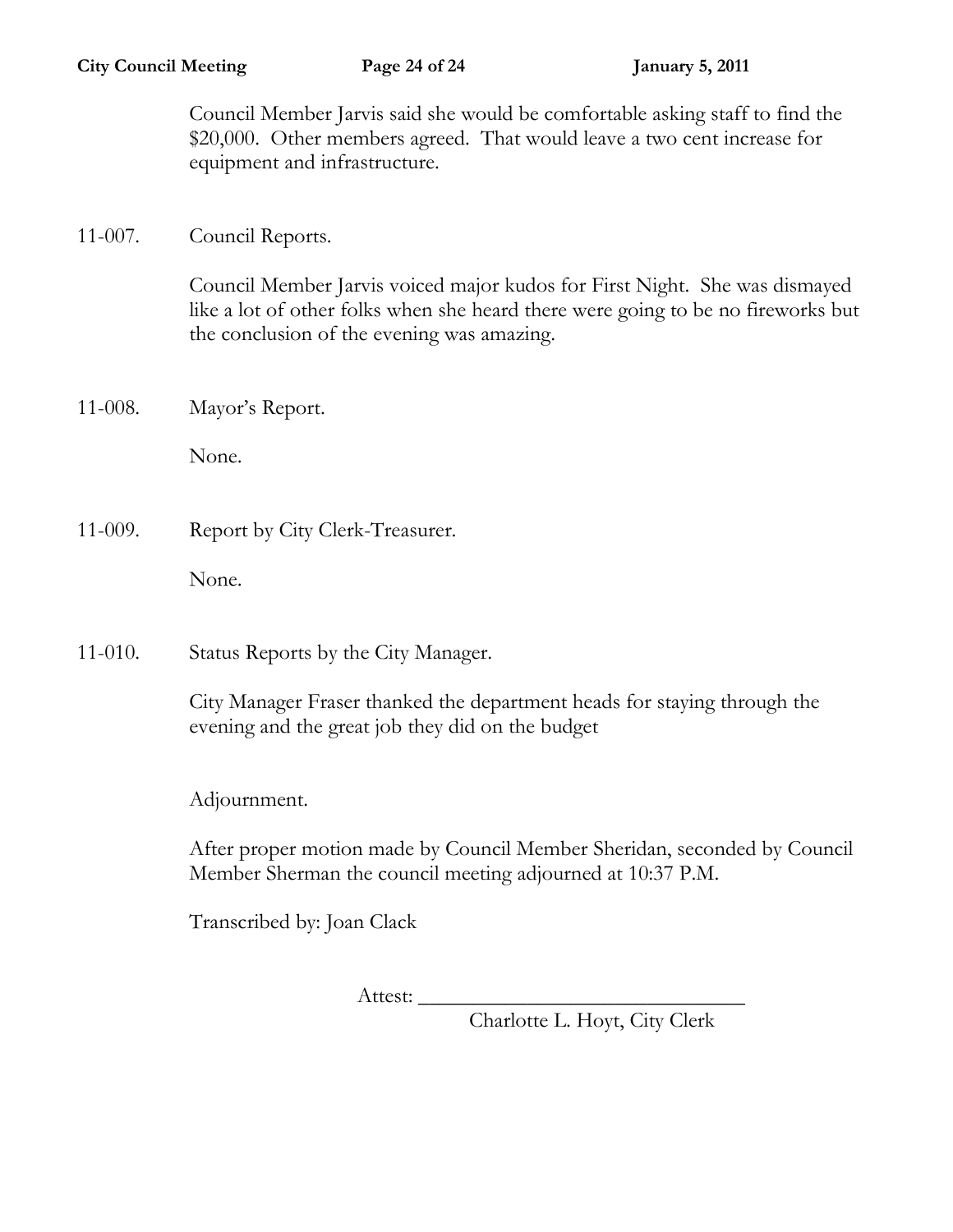Council Member Jarvis said she would be comfortable asking staff to find the $20,000. Other members agreed. That would leave a two cent increase for equipment and infrastructure.

11-007. Council Reports.

Council Member Jarvis voiced major kudos for First Night. She was dismayed like a lot of other folks when she heard there were going to be no fireworks but the conclusion of the evening was amazing.

11-008. Mayor's Report.

None.

11-009. Report by City Clerk-Treasurer.

None.

11-010. Status Reports by the City Manager.

City Manager Fraser thanked the department heads for staying through the evening and the great job they did on the budget

Adjournment.

After proper motion made by Council Member Sheridan, seconded by Council Member Sherman the council meeting adjourned at 10:37 P.M.

Transcribed by: Joan Clack

Attest: ______________________________

Charlotte L. Hoyt, City Clerk